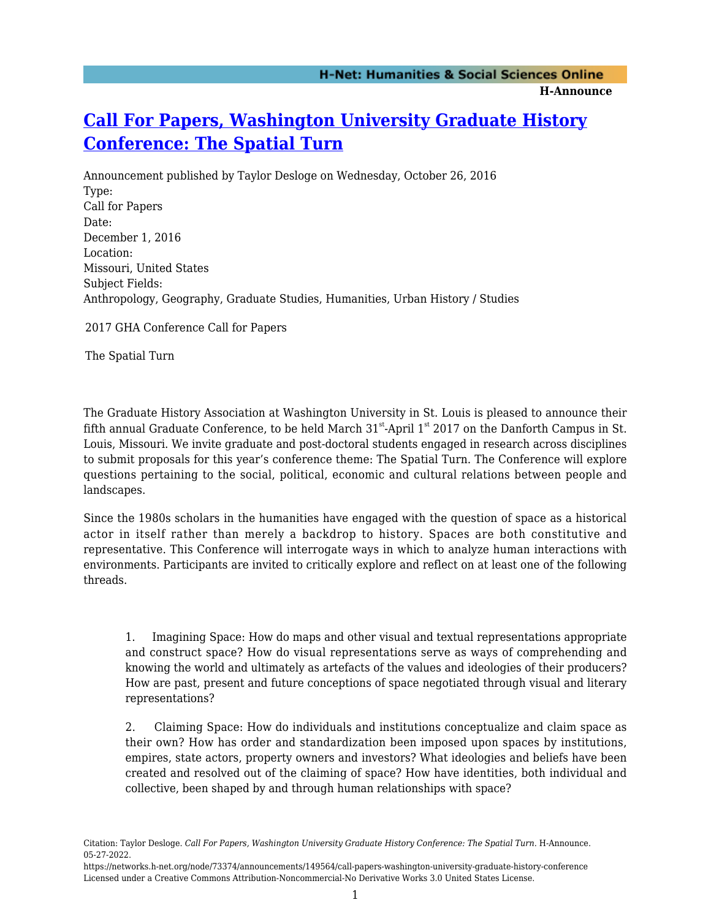# Call For Papers, Washington University Graduate History Conference: The Spatial Turn

Announcement published by Taylor Desloge on Wednesday, October 26, 2016

Type:
Call for Papers

Date:
December 1, 2016

Location:
Missouri, United States

Subject Fields:
Anthropology, Geography, Graduate Studies, Humanities, Urban History / Studies

2017 GHA Conference Call for Papers

The Spatial Turn

The Graduate History Association at Washington University in St. Louis is pleased to announce their fifth annual Graduate Conference, to be held March 31st-April 1st 2017 on the Danforth Campus in St. Louis, Missouri. We invite graduate and post-doctoral students engaged in research across disciplines to submit proposals for this year's conference theme: The Spatial Turn. The Conference will explore questions pertaining to the social, political, economic and cultural relations between people and landscapes.

Since the 1980s scholars in the humanities have engaged with the question of space as a historical actor in itself rather than merely a backdrop to history. Spaces are both constitutive and representative. This Conference will interrogate ways in which to analyze human interactions with environments. Participants are invited to critically explore and reflect on at least one of the following threads.

1. Imagining Space: How do maps and other visual and textual representations appropriate and construct space? How do visual representations serve as ways of comprehending and knowing the world and ultimately as artefacts of the values and ideologies of their producers? How are past, present and future conceptions of space negotiated through visual and literary representations?

2. Claiming Space: How do individuals and institutions conceptualize and claim space as their own? How has order and standardization been imposed upon spaces by institutions, empires, state actors, property owners and investors? What ideologies and beliefs have been created and resolved out of the claiming of space? How have identities, both individual and collective, been shaped by and through human relationships with space?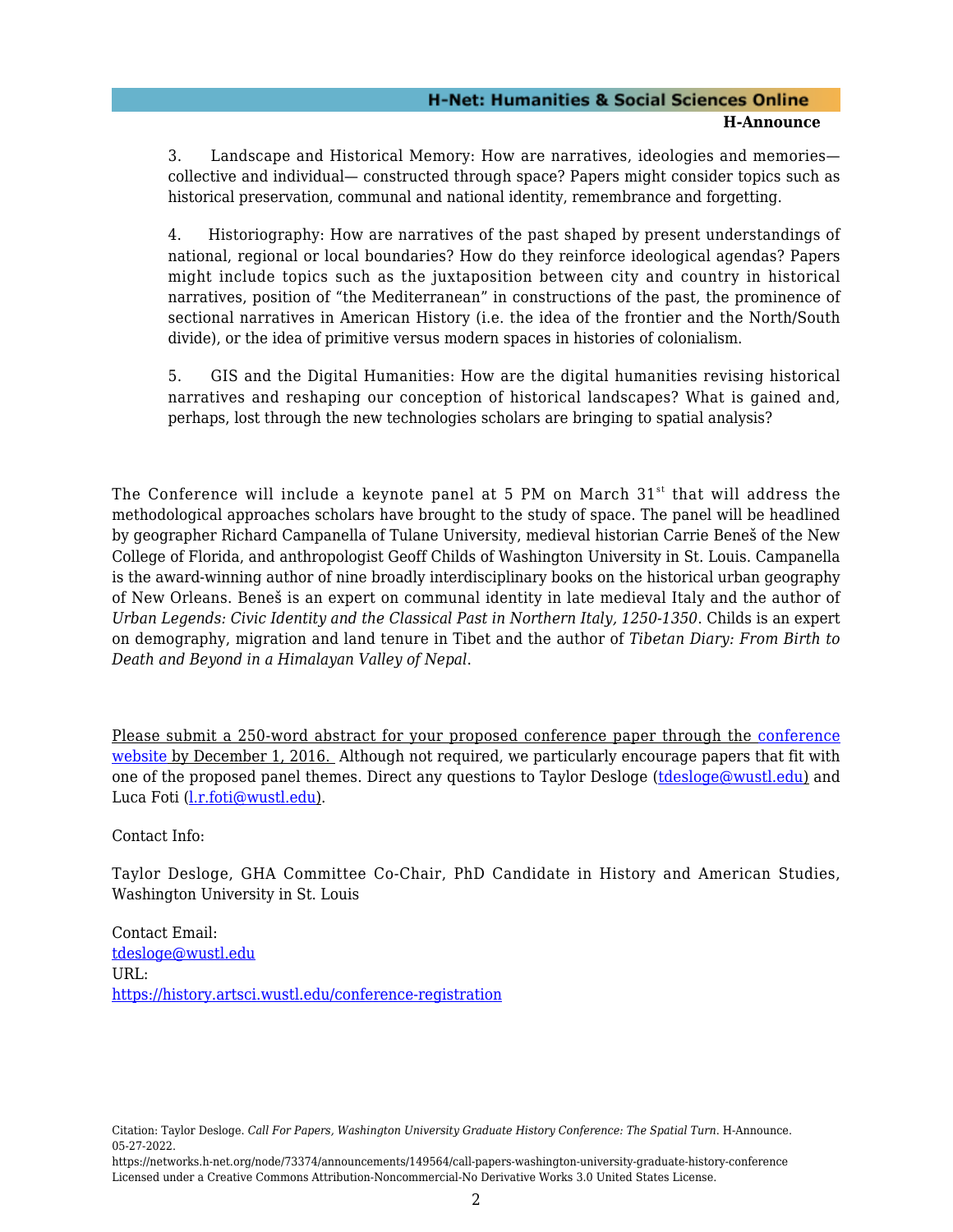3. Landscape and Historical Memory: How are narratives, ideologies and memories—collective and individual— constructed through space? Papers might consider topics such as historical preservation, communal and national identity, remembrance and forgetting.

4. Historiography: How are narratives of the past shaped by present understandings of national, regional or local boundaries? How do they reinforce ideological agendas? Papers might include topics such as the juxtaposition between city and country in historical narratives, position of "the Mediterranean" in constructions of the past, the prominence of sectional narratives in American History (i.e. the idea of the frontier and the North/South divide), or the idea of primitive versus modern spaces in histories of colonialism.

5. GIS and the Digital Humanities: How are the digital humanities revising historical narratives and reshaping our conception of historical landscapes? What is gained and, perhaps, lost through the new technologies scholars are bringing to spatial analysis?

The Conference will include a keynote panel at 5 PM on March 31st that will address the methodological approaches scholars have brought to the study of space. The panel will be headlined by geographer Richard Campanella of Tulane University, medieval historian Carrie Beneš of the New College of Florida, and anthropologist Geoff Childs of Washington University in St. Louis. Campanella is the award-winning author of nine broadly interdisciplinary books on the historical urban geography of New Orleans. Beneš is an expert on communal identity in late medieval Italy and the author of *Urban Legends: Civic Identity and the Classical Past in Northern Italy, 1250-1350*. Childs is an expert on demography, migration and land tenure in Tibet and the author of *Tibetan Diary: From Birth to Death and Beyond in a Himalayan Valley of Nepal.*

Please submit a 250-word abstract for your proposed conference paper through the conference website by December 1, 2016. Although not required, we particularly encourage papers that fit with one of the proposed panel themes. Direct any questions to Taylor Desloge (tdesloge@wustl.edu) and Luca Foti (l.r.foti@wustl.edu).

Contact Info:

Taylor Desloge, GHA Committee Co-Chair, PhD Candidate in History and American Studies, Washington University in St. Louis

Contact Email:
tdesloge@wustl.edu
URL:
https://history.artsci.wustl.edu/conference-registration

Citation: Taylor Desloge. *Call For Papers, Washington University Graduate History Conference: The Spatial Turn*. H-Announce. 05-27-2022.
https://networks.h-net.org/node/73374/announcements/149564/call-papers-washington-university-graduate-history-conference
Licensed under a Creative Commons Attribution-Noncommercial-No Derivative Works 3.0 United States License.